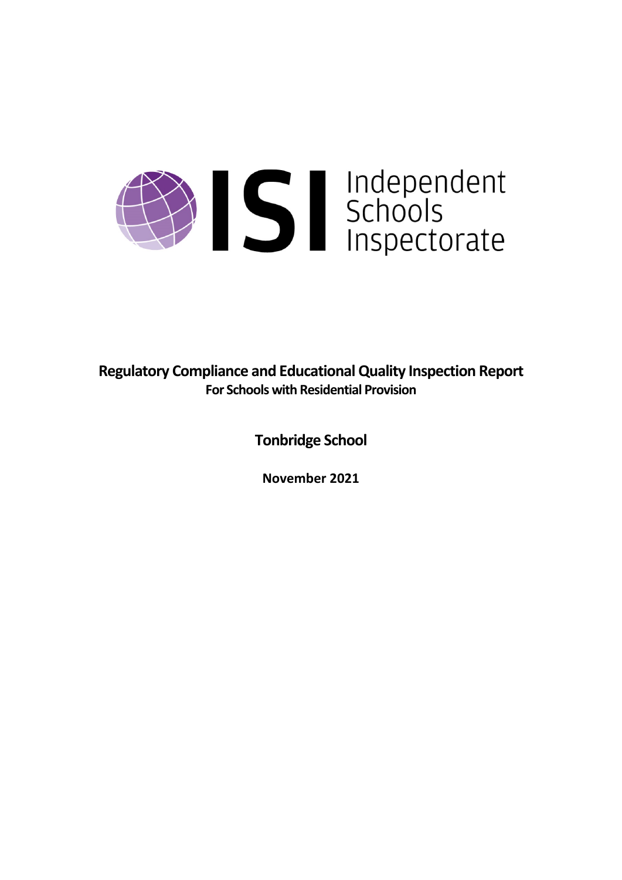Independent Schools Inspectorate

# Regulatory Compliance and Educational Quality Inspection Report

**For Schools with Residential Provision**

## Tonbridge School

**November 2021**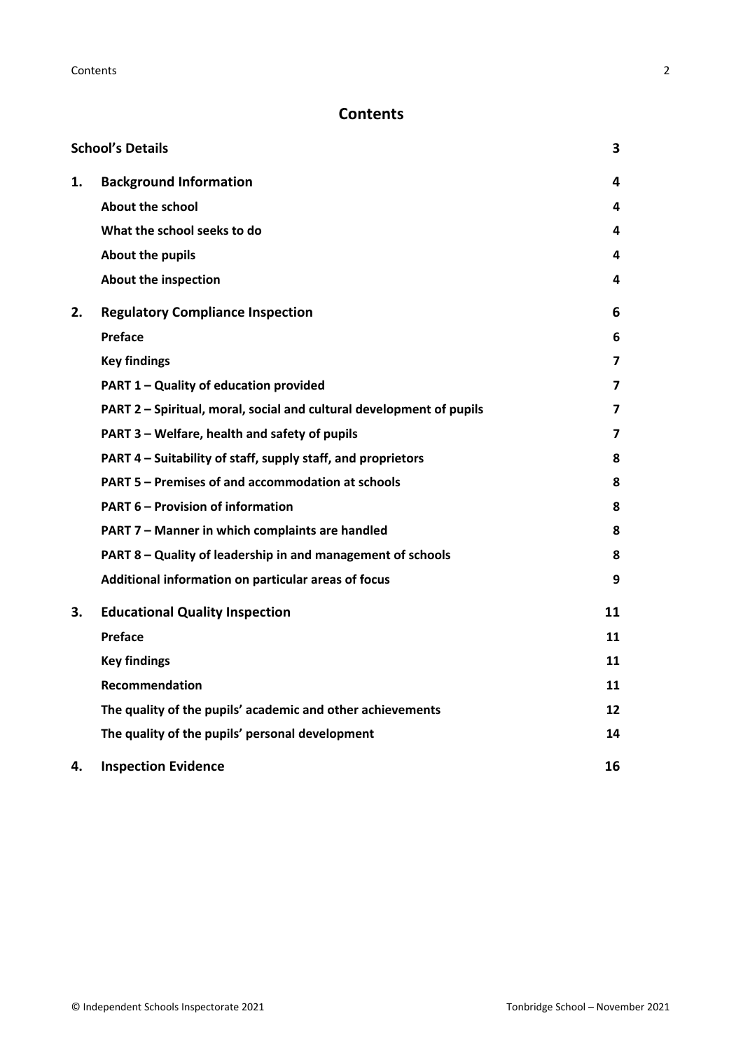# Contents

| | | |
|---|---|---|
| **School's Details** | | **3** |
| **1.** | **Background Information** | **4** |
| | **About the school** | **4** |
| | **What the school seeks to do** | **4** |
| | **About the pupils** | **4** |
| | **About the inspection** | **4** |
| **2.** | **Regulatory Compliance Inspection** | **6** |
| | **Preface** | **6** |
| | **Key findings** | **7** |
| | **PART 1 – Quality of education provided** | **7** |
| | **PART 2 – Spiritual, moral, social and cultural development of pupils** | **7** |
| | **PART 3 – Welfare, health and safety of pupils** | **7** |
| | **PART 4 – Suitability of staff, supply staff, and proprietors** | **8** |
| | **PART 5 – Premises of and accommodation at schools** | **8** |
| | **PART 6 – Provision of information** | **8** |
| | **PART 7 – Manner in which complaints are handled** | **8** |
| | **PART 8 – Quality of leadership in and management of schools** | **8** |
| | **Additional information on particular areas of focus** | **9** |
| **3.** | **Educational Quality Inspection** | **11** |
| | **Preface** | **11** |
| | **Key findings** | **11** |
| | **Recommendation** | **11** |
| | **The quality of the pupils' academic and other achievements** | **12** |
| | **The quality of the pupils' personal development** | **14** |
| **4.** | **Inspection Evidence** | **16** |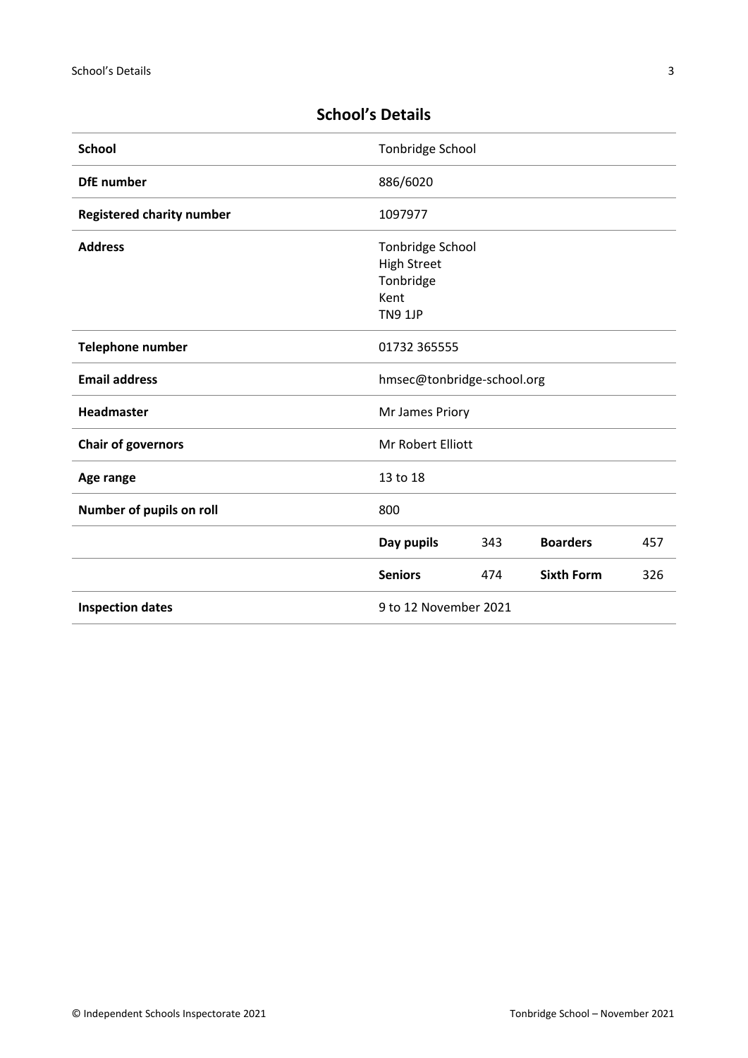## School's Details

| | | | | |
|---|---|---|---|---|
| **School** | Tonbridge School | | | |
| **DfE number** | 886/6020 | | | |
| **Registered charity number** | 1097977 | | | |
| **Address** | Tonbridge School<br>High Street<br>Tonbridge<br>Kent<br>TN9 1JP | | | |
| **Telephone number** | 01732 365555 | | | |
| **Email address** | hmsec@tonbridge-school.org | | | |
| **Headmaster** | Mr James Priory | | | |
| **Chair of governors** | Mr Robert Elliott | | | |
| **Age range** | 13 to 18 | | | |
| **Number of pupils on roll** | 800 | | | |
| | **Day pupils** | 343 | **Boarders** | 457 |
| | **Seniors** | 474 | **Sixth Form** | 326 |
| **Inspection dates** | 9 to 12 November 2021 | | | |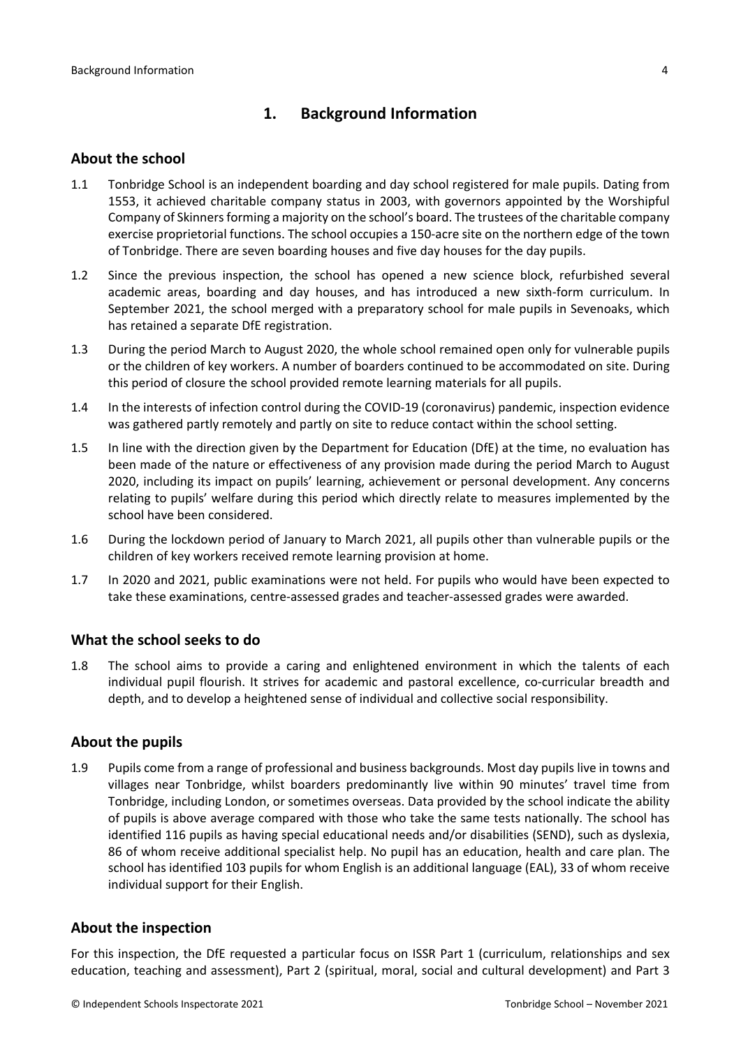## 1. Background Information

### About the school

1.1 Tonbridge School is an independent boarding and day school registered for male pupils. Dating from 1553, it achieved charitable company status in 2003, with governors appointed by the Worshipful Company of Skinners forming a majority on the school's board. The trustees of the charitable company exercise proprietorial functions. The school occupies a 150-acre site on the northern edge of the town of Tonbridge. There are seven boarding houses and five day houses for the day pupils.

1.2 Since the previous inspection, the school has opened a new science block, refurbished several academic areas, boarding and day houses, and has introduced a new sixth-form curriculum. In September 2021, the school merged with a preparatory school for male pupils in Sevenoaks, which has retained a separate DfE registration.

1.3 During the period March to August 2020, the whole school remained open only for vulnerable pupils or the children of key workers. A number of boarders continued to be accommodated on site. During this period of closure the school provided remote learning materials for all pupils.

1.4 In the interests of infection control during the COVID-19 (coronavirus) pandemic, inspection evidence was gathered partly remotely and partly on site to reduce contact within the school setting.

1.5 In line with the direction given by the Department for Education (DfE) at the time, no evaluation has been made of the nature or effectiveness of any provision made during the period March to August 2020, including its impact on pupils' learning, achievement or personal development. Any concerns relating to pupils' welfare during this period which directly relate to measures implemented by the school have been considered.

1.6 During the lockdown period of January to March 2021, all pupils other than vulnerable pupils or the children of key workers received remote learning provision at home.

1.7 In 2020 and 2021, public examinations were not held. For pupils who would have been expected to take these examinations, centre-assessed grades and teacher-assessed grades were awarded.

### What the school seeks to do

1.8 The school aims to provide a caring and enlightened environment in which the talents of each individual pupil flourish. It strives for academic and pastoral excellence, co-curricular breadth and depth, and to develop a heightened sense of individual and collective social responsibility.

### About the pupils

1.9 Pupils come from a range of professional and business backgrounds. Most day pupils live in towns and villages near Tonbridge, whilst boarders predominantly live within 90 minutes' travel time from Tonbridge, including London, or sometimes overseas. Data provided by the school indicate the ability of pupils is above average compared with those who take the same tests nationally. The school has identified 116 pupils as having special educational needs and/or disabilities (SEND), such as dyslexia, 86 of whom receive additional specialist help. No pupil has an education, health and care plan. The school has identified 103 pupils for whom English is an additional language (EAL), 33 of whom receive individual support for their English.

### About the inspection

For this inspection, the DfE requested a particular focus on ISSR Part 1 (curriculum, relationships and sex education, teaching and assessment), Part 2 (spiritual, moral, social and cultural development) and Part 3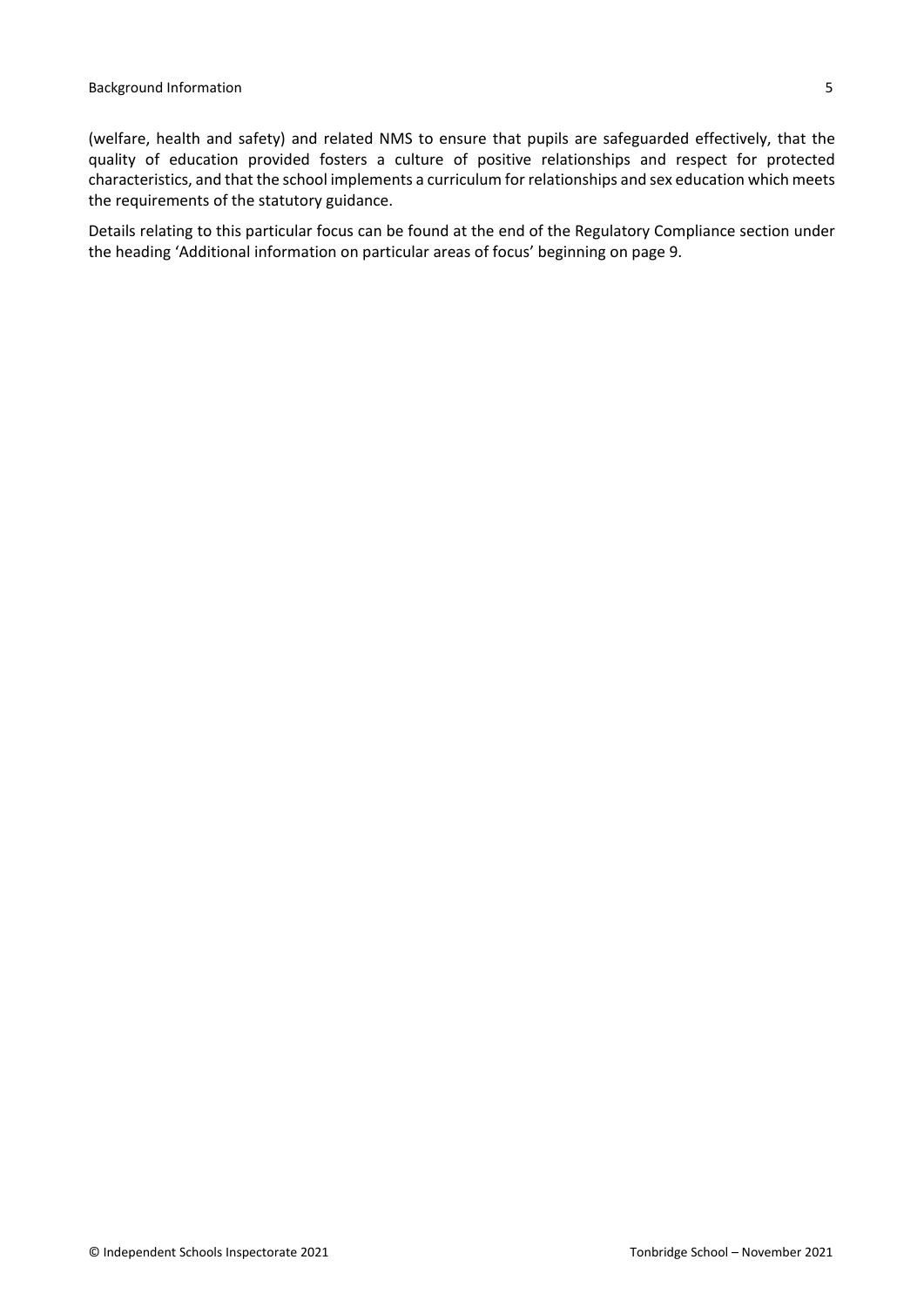(welfare, health and safety) and related NMS to ensure that pupils are safeguarded effectively, that the quality of education provided fosters a culture of positive relationships and respect for protected characteristics, and that the school implements a curriculum for relationships and sex education which meets the requirements of the statutory guidance.

Details relating to this particular focus can be found at the end of the Regulatory Compliance section under the heading 'Additional information on particular areas of focus' beginning on page 9.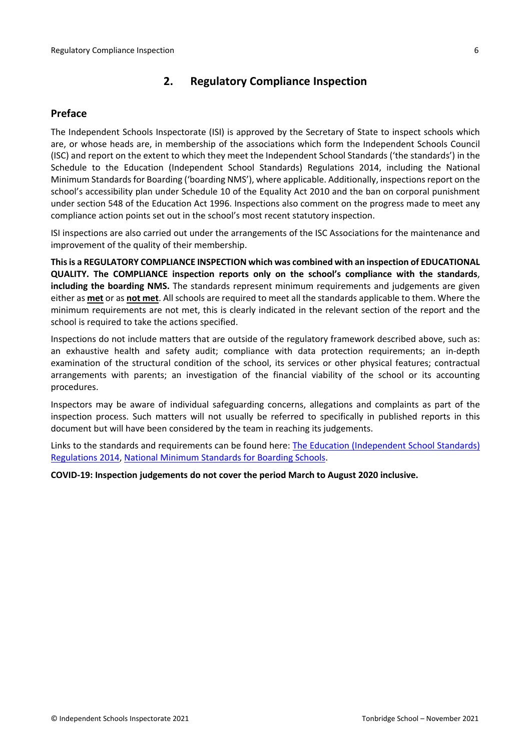## 2. Regulatory Compliance Inspection

### Preface

The Independent Schools Inspectorate (ISI) is approved by the Secretary of State to inspect schools which are, or whose heads are, in membership of the associations which form the Independent Schools Council (ISC) and report on the extent to which they meet the Independent School Standards ('the standards') in the Schedule to the Education (Independent School Standards) Regulations 2014, including the National Minimum Standards for Boarding ('boarding NMS'), where applicable. Additionally, inspections report on the school's accessibility plan under Schedule 10 of the Equality Act 2010 and the ban on corporal punishment under section 548 of the Education Act 1996. Inspections also comment on the progress made to meet any compliance action points set out in the school's most recent statutory inspection.

ISI inspections are also carried out under the arrangements of the ISC Associations for the maintenance and improvement of the quality of their membership.

**This is a REGULATORY COMPLIANCE INSPECTION which was combined with an inspection of EDUCATIONAL QUALITY. The COMPLIANCE inspection reports only on the school's compliance with the standards**, **including the boarding NMS.** The standards represent minimum requirements and judgements are given either as **met** or as **not met**. All schools are required to meet all the standards applicable to them. Where the minimum requirements are not met, this is clearly indicated in the relevant section of the report and the school is required to take the actions specified.

Inspections do not include matters that are outside of the regulatory framework described above, such as: an exhaustive health and safety audit; compliance with data protection requirements; an in-depth examination of the structural condition of the school, its services or other physical features; contractual arrangements with parents; an investigation of the financial viability of the school or its accounting procedures.

Inspectors may be aware of individual safeguarding concerns, allegations and complaints as part of the inspection process. Such matters will not usually be referred to specifically in published reports in this document but will have been considered by the team in reaching its judgements.

Links to the standards and requirements can be found here: The Education (Independent School Standards) Regulations 2014, National Minimum Standards for Boarding Schools.

**COVID-19: Inspection judgements do not cover the period March to August 2020 inclusive.**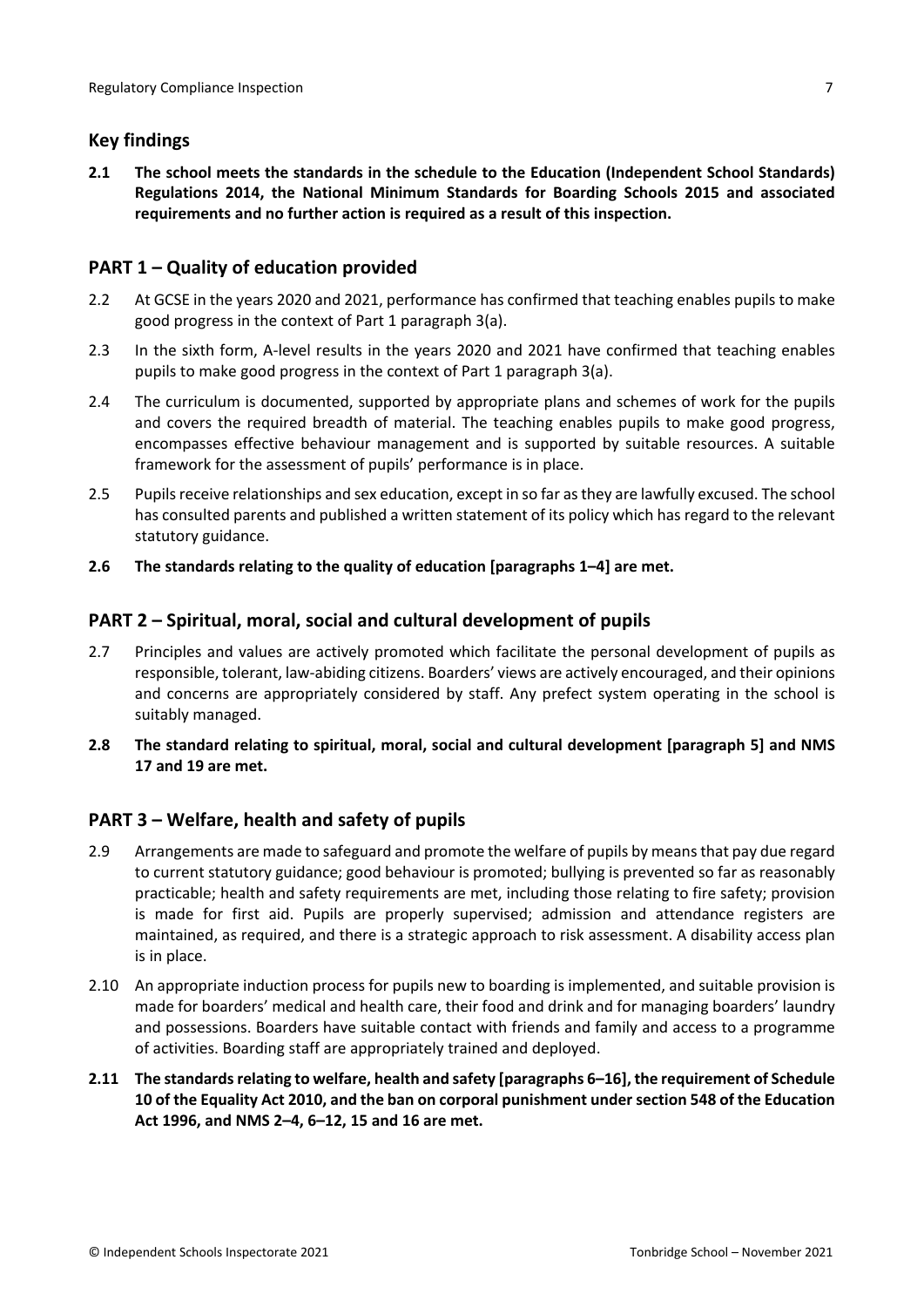## Key findings

**2.1 The school meets the standards in the schedule to the Education (Independent School Standards) Regulations 2014, the National Minimum Standards for Boarding Schools 2015 and associated requirements and no further action is required as a result of this inspection.**

## PART 1 – Quality of education provided

2.2 At GCSE in the years 2020 and 2021, performance has confirmed that teaching enables pupils to make good progress in the context of Part 1 paragraph 3(a).

2.3 In the sixth form, A-level results in the years 2020 and 2021 have confirmed that teaching enables pupils to make good progress in the context of Part 1 paragraph 3(a).

2.4 The curriculum is documented, supported by appropriate plans and schemes of work for the pupils and covers the required breadth of material. The teaching enables pupils to make good progress, encompasses effective behaviour management and is supported by suitable resources. A suitable framework for the assessment of pupils' performance is in place.

2.5 Pupils receive relationships and sex education, except in so far as they are lawfully excused. The school has consulted parents and published a written statement of its policy which has regard to the relevant statutory guidance.

**2.6 The standards relating to the quality of education [paragraphs 1–4] are met.**

## PART 2 – Spiritual, moral, social and cultural development of pupils

2.7 Principles and values are actively promoted which facilitate the personal development of pupils as responsible, tolerant, law-abiding citizens. Boarders' views are actively encouraged, and their opinions and concerns are appropriately considered by staff. Any prefect system operating in the school is suitably managed.

**2.8 The standard relating to spiritual, moral, social and cultural development [paragraph 5] and NMS 17 and 19 are met.**

## PART 3 – Welfare, health and safety of pupils

2.9 Arrangements are made to safeguard and promote the welfare of pupils by means that pay due regard to current statutory guidance; good behaviour is promoted; bullying is prevented so far as reasonably practicable; health and safety requirements are met, including those relating to fire safety; provision is made for first aid. Pupils are properly supervised; admission and attendance registers are maintained, as required, and there is a strategic approach to risk assessment. A disability access plan is in place.

2.10 An appropriate induction process for pupils new to boarding is implemented, and suitable provision is made for boarders' medical and health care, their food and drink and for managing boarders' laundry and possessions. Boarders have suitable contact with friends and family and access to a programme of activities. Boarding staff are appropriately trained and deployed.

**2.11 The standards relating to welfare, health and safety [paragraphs 6–16], the requirement of Schedule 10 of the Equality Act 2010, and the ban on corporal punishment under section 548 of the Education Act 1996, and NMS 2–4, 6–12, 15 and 16 are met.**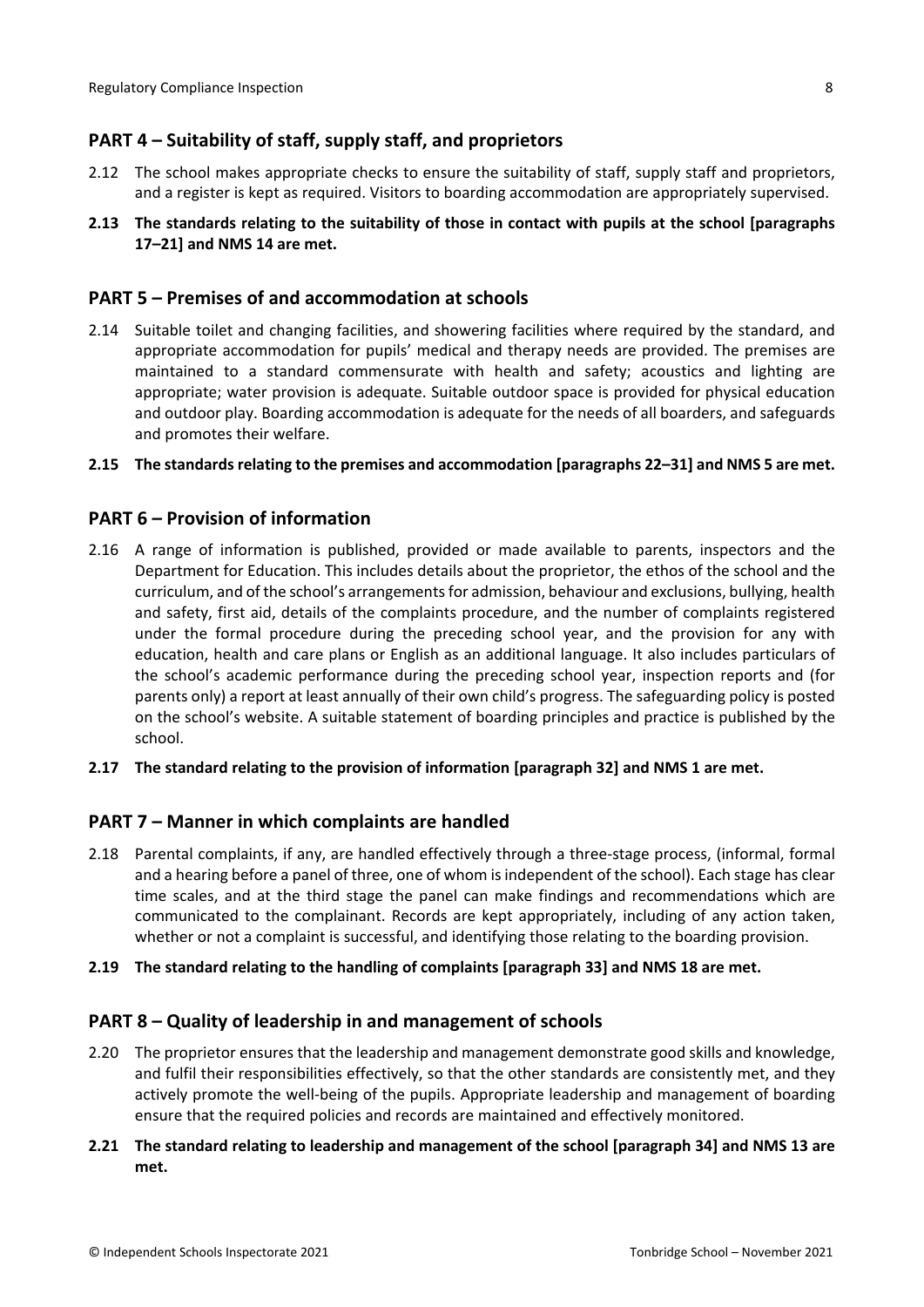## PART 4 – Suitability of staff, supply staff, and proprietors

2.12 The school makes appropriate checks to ensure the suitability of staff, supply staff and proprietors, and a register is kept as required. Visitors to boarding accommodation are appropriately supervised.

**2.13 The standards relating to the suitability of those in contact with pupils at the school [paragraphs 17–21] and NMS 14 are met.**

## PART 5 – Premises of and accommodation at schools

2.14 Suitable toilet and changing facilities, and showering facilities where required by the standard, and appropriate accommodation for pupils' medical and therapy needs are provided. The premises are maintained to a standard commensurate with health and safety; acoustics and lighting are appropriate; water provision is adequate. Suitable outdoor space is provided for physical education and outdoor play. Boarding accommodation is adequate for the needs of all boarders, and safeguards and promotes their welfare.

**2.15 The standards relating to the premises and accommodation [paragraphs 22–31] and NMS 5 are met.**

## PART 6 – Provision of information

2.16 A range of information is published, provided or made available to parents, inspectors and the Department for Education. This includes details about the proprietor, the ethos of the school and the curriculum, and of the school's arrangements for admission, behaviour and exclusions, bullying, health and safety, first aid, details of the complaints procedure, and the number of complaints registered under the formal procedure during the preceding school year, and the provision for any with education, health and care plans or English as an additional language. It also includes particulars of the school's academic performance during the preceding school year, inspection reports and (for parents only) a report at least annually of their own child's progress. The safeguarding policy is posted on the school's website. A suitable statement of boarding principles and practice is published by the school.

**2.17 The standard relating to the provision of information [paragraph 32] and NMS 1 are met.**

## PART 7 – Manner in which complaints are handled

2.18 Parental complaints, if any, are handled effectively through a three-stage process, (informal, formal and a hearing before a panel of three, one of whom is independent of the school). Each stage has clear time scales, and at the third stage the panel can make findings and recommendations which are communicated to the complainant. Records are kept appropriately, including of any action taken, whether or not a complaint is successful, and identifying those relating to the boarding provision.

**2.19 The standard relating to the handling of complaints [paragraph 33] and NMS 18 are met.**

## PART 8 – Quality of leadership in and management of schools

2.20 The proprietor ensures that the leadership and management demonstrate good skills and knowledge, and fulfil their responsibilities effectively, so that the other standards are consistently met, and they actively promote the well-being of the pupils. Appropriate leadership and management of boarding ensure that the required policies and records are maintained and effectively monitored.

**2.21 The standard relating to leadership and management of the school [paragraph 34] and NMS 13 are met.**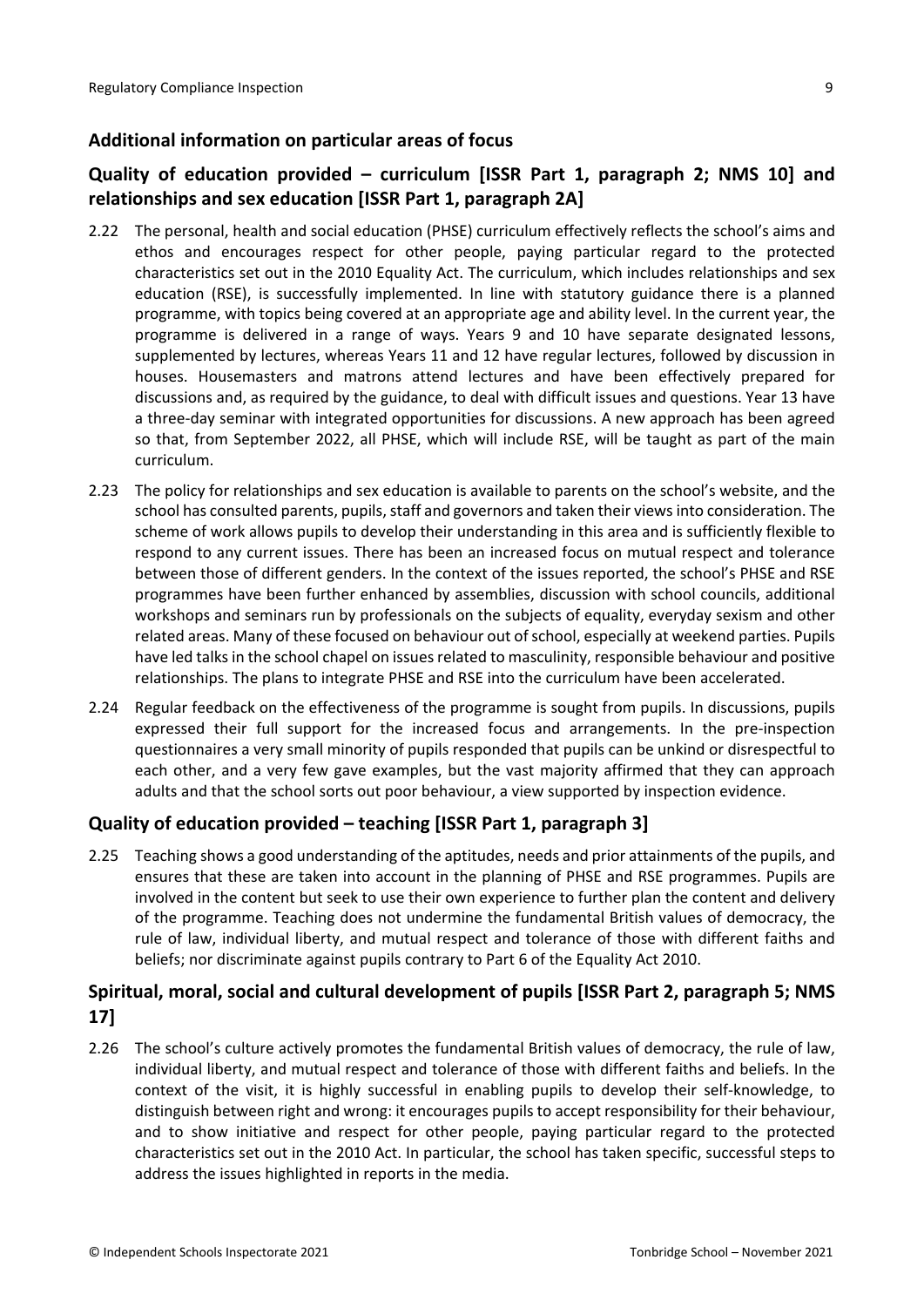## Additional information on particular areas of focus

### Quality of education provided – curriculum [ISSR Part 1, paragraph 2; NMS 10] and relationships and sex education [ISSR Part 1, paragraph 2A]

2.22 The personal, health and social education (PHSE) curriculum effectively reflects the school's aims and ethos and encourages respect for other people, paying particular regard to the protected characteristics set out in the 2010 Equality Act. The curriculum, which includes relationships and sex education (RSE), is successfully implemented. In line with statutory guidance there is a planned programme, with topics being covered at an appropriate age and ability level. In the current year, the programme is delivered in a range of ways. Years 9 and 10 have separate designated lessons, supplemented by lectures, whereas Years 11 and 12 have regular lectures, followed by discussion in houses. Housemasters and matrons attend lectures and have been effectively prepared for discussions and, as required by the guidance, to deal with difficult issues and questions. Year 13 have a three-day seminar with integrated opportunities for discussions. A new approach has been agreed so that, from September 2022, all PHSE, which will include RSE, will be taught as part of the main curriculum.

2.23 The policy for relationships and sex education is available to parents on the school's website, and the school has consulted parents, pupils, staff and governors and taken their views into consideration. The scheme of work allows pupils to develop their understanding in this area and is sufficiently flexible to respond to any current issues. There has been an increased focus on mutual respect and tolerance between those of different genders. In the context of the issues reported, the school's PHSE and RSE programmes have been further enhanced by assemblies, discussion with school councils, additional workshops and seminars run by professionals on the subjects of equality, everyday sexism and other related areas. Many of these focused on behaviour out of school, especially at weekend parties. Pupils have led talks in the school chapel on issues related to masculinity, responsible behaviour and positive relationships. The plans to integrate PHSE and RSE into the curriculum have been accelerated.

2.24 Regular feedback on the effectiveness of the programme is sought from pupils. In discussions, pupils expressed their full support for the increased focus and arrangements. In the pre-inspection questionnaires a very small minority of pupils responded that pupils can be unkind or disrespectful to each other, and a very few gave examples, but the vast majority affirmed that they can approach adults and that the school sorts out poor behaviour, a view supported by inspection evidence.

### Quality of education provided – teaching [ISSR Part 1, paragraph 3]

2.25 Teaching shows a good understanding of the aptitudes, needs and prior attainments of the pupils, and ensures that these are taken into account in the planning of PHSE and RSE programmes. Pupils are involved in the content but seek to use their own experience to further plan the content and delivery of the programme. Teaching does not undermine the fundamental British values of democracy, the rule of law, individual liberty, and mutual respect and tolerance of those with different faiths and beliefs; nor discriminate against pupils contrary to Part 6 of the Equality Act 2010.

### Spiritual, moral, social and cultural development of pupils [ISSR Part 2, paragraph 5; NMS 17]

2.26 The school's culture actively promotes the fundamental British values of democracy, the rule of law, individual liberty, and mutual respect and tolerance of those with different faiths and beliefs. In the context of the visit, it is highly successful in enabling pupils to develop their self-knowledge, to distinguish between right and wrong: it encourages pupils to accept responsibility for their behaviour, and to show initiative and respect for other people, paying particular regard to the protected characteristics set out in the 2010 Act. In particular, the school has taken specific, successful steps to address the issues highlighted in reports in the media.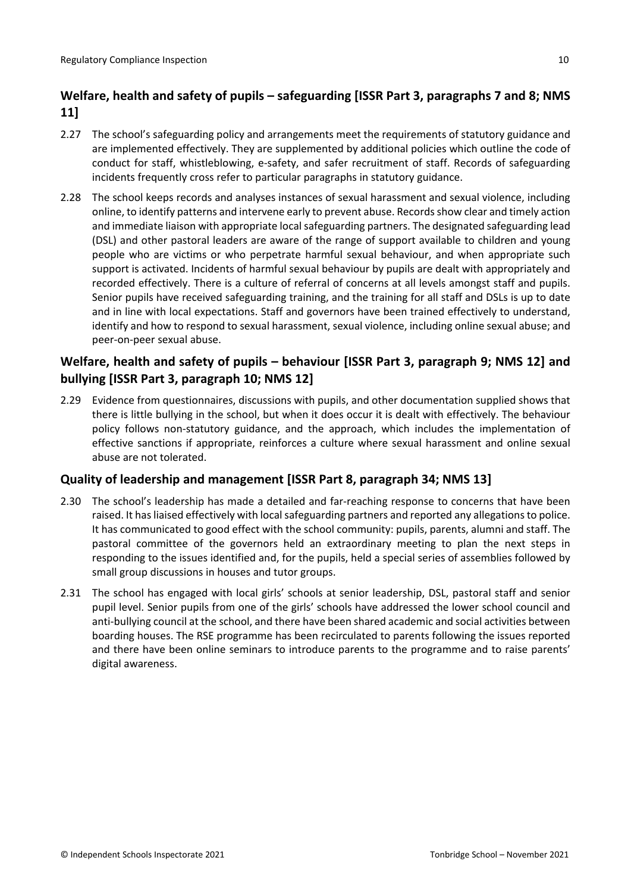## Welfare, health and safety of pupils – safeguarding [ISSR Part 3, paragraphs 7 and 8; NMS 11]

2.27 The school's safeguarding policy and arrangements meet the requirements of statutory guidance and are implemented effectively. They are supplemented by additional policies which outline the code of conduct for staff, whistleblowing, e-safety, and safer recruitment of staff. Records of safeguarding incidents frequently cross refer to particular paragraphs in statutory guidance.

2.28 The school keeps records and analyses instances of sexual harassment and sexual violence, including online, to identify patterns and intervene early to prevent abuse. Records show clear and timely action and immediate liaison with appropriate local safeguarding partners. The designated safeguarding lead (DSL) and other pastoral leaders are aware of the range of support available to children and young people who are victims or who perpetrate harmful sexual behaviour, and when appropriate such support is activated. Incidents of harmful sexual behaviour by pupils are dealt with appropriately and recorded effectively. There is a culture of referral of concerns at all levels amongst staff and pupils. Senior pupils have received safeguarding training, and the training for all staff and DSLs is up to date and in line with local expectations. Staff and governors have been trained effectively to understand, identify and how to respond to sexual harassment, sexual violence, including online sexual abuse; and peer-on-peer sexual abuse.

## Welfare, health and safety of pupils – behaviour [ISSR Part 3, paragraph 9; NMS 12] and bullying [ISSR Part 3, paragraph 10; NMS 12]

2.29 Evidence from questionnaires, discussions with pupils, and other documentation supplied shows that there is little bullying in the school, but when it does occur it is dealt with effectively. The behaviour policy follows non-statutory guidance, and the approach, which includes the implementation of effective sanctions if appropriate, reinforces a culture where sexual harassment and online sexual abuse are not tolerated.

## Quality of leadership and management [ISSR Part 8, paragraph 34; NMS 13]

2.30 The school's leadership has made a detailed and far-reaching response to concerns that have been raised. It has liaised effectively with local safeguarding partners and reported any allegations to police. It has communicated to good effect with the school community: pupils, parents, alumni and staff. The pastoral committee of the governors held an extraordinary meeting to plan the next steps in responding to the issues identified and, for the pupils, held a special series of assemblies followed by small group discussions in houses and tutor groups.

2.31 The school has engaged with local girls' schools at senior leadership, DSL, pastoral staff and senior pupil level. Senior pupils from one of the girls' schools have addressed the lower school council and anti-bullying council at the school, and there have been shared academic and social activities between boarding houses. The RSE programme has been recirculated to parents following the issues reported and there have been online seminars to introduce parents to the programme and to raise parents' digital awareness.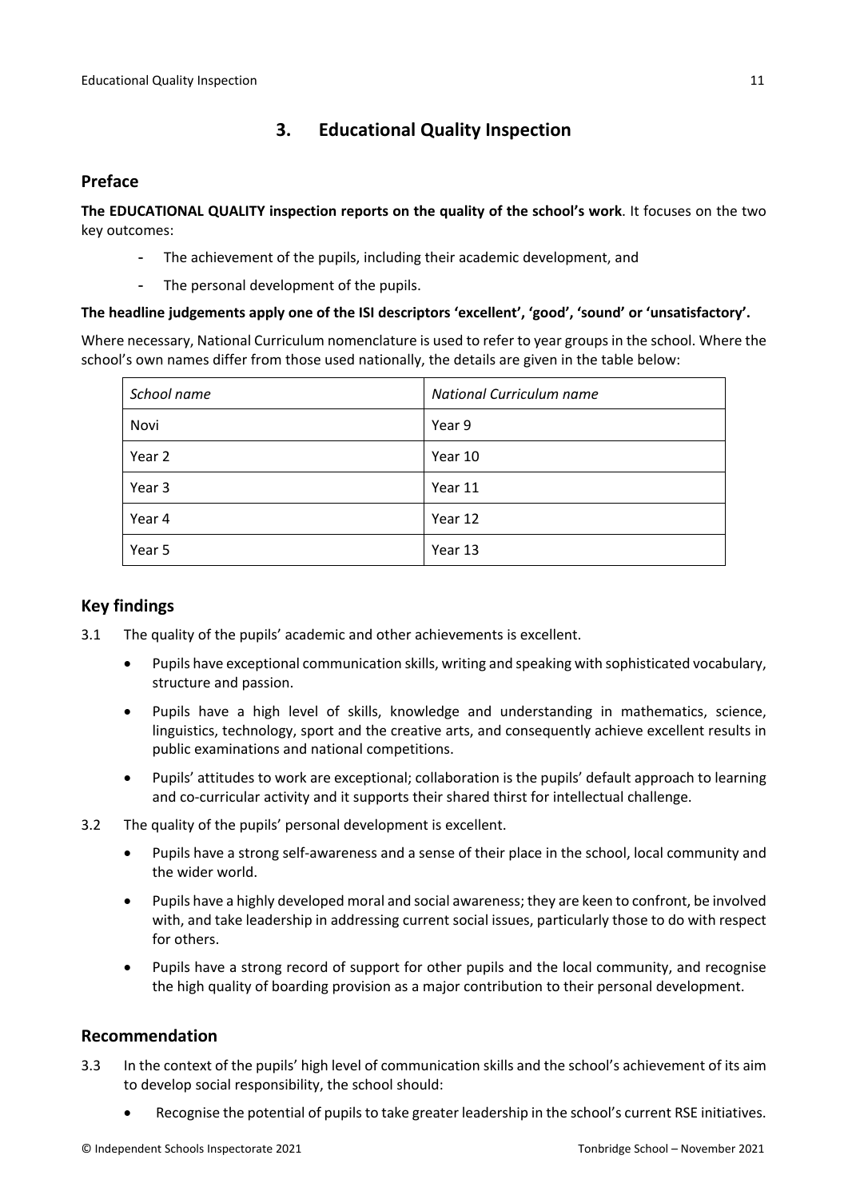## 3. Educational Quality Inspection

### Preface

**The EDUCATIONAL QUALITY inspection reports on the quality of the school's work**. It focuses on the two key outcomes:

- The achievement of the pupils, including their academic development, and
- The personal development of the pupils.

**The headline judgements apply one of the ISI descriptors 'excellent', 'good', 'sound' or 'unsatisfactory'.**

Where necessary, National Curriculum nomenclature is used to refer to year groups in the school. Where the school's own names differ from those used nationally, the details are given in the table below:

| *School name* | *National Curriculum name* |
| --- | --- |
| Novi | Year 9 |
| Year 2 | Year 10 |
| Year 3 | Year 11 |
| Year 4 | Year 12 |
| Year 5 | Year 13 |

### Key findings

3.1 The quality of the pupils' academic and other achievements is excellent.

- Pupils have exceptional communication skills, writing and speaking with sophisticated vocabulary, structure and passion.
- Pupils have a high level of skills, knowledge and understanding in mathematics, science, linguistics, technology, sport and the creative arts, and consequently achieve excellent results in public examinations and national competitions.
- Pupils' attitudes to work are exceptional; collaboration is the pupils' default approach to learning and co-curricular activity and it supports their shared thirst for intellectual challenge.

3.2 The quality of the pupils' personal development is excellent.

- Pupils have a strong self-awareness and a sense of their place in the school, local community and the wider world.
- Pupils have a highly developed moral and social awareness; they are keen to confront, be involved with, and take leadership in addressing current social issues, particularly those to do with respect for others.
- Pupils have a strong record of support for other pupils and the local community, and recognise the high quality of boarding provision as a major contribution to their personal development.

### Recommendation

3.3 In the context of the pupils' high level of communication skills and the school's achievement of its aim to develop social responsibility, the school should:

- Recognise the potential of pupils to take greater leadership in the school's current RSE initiatives.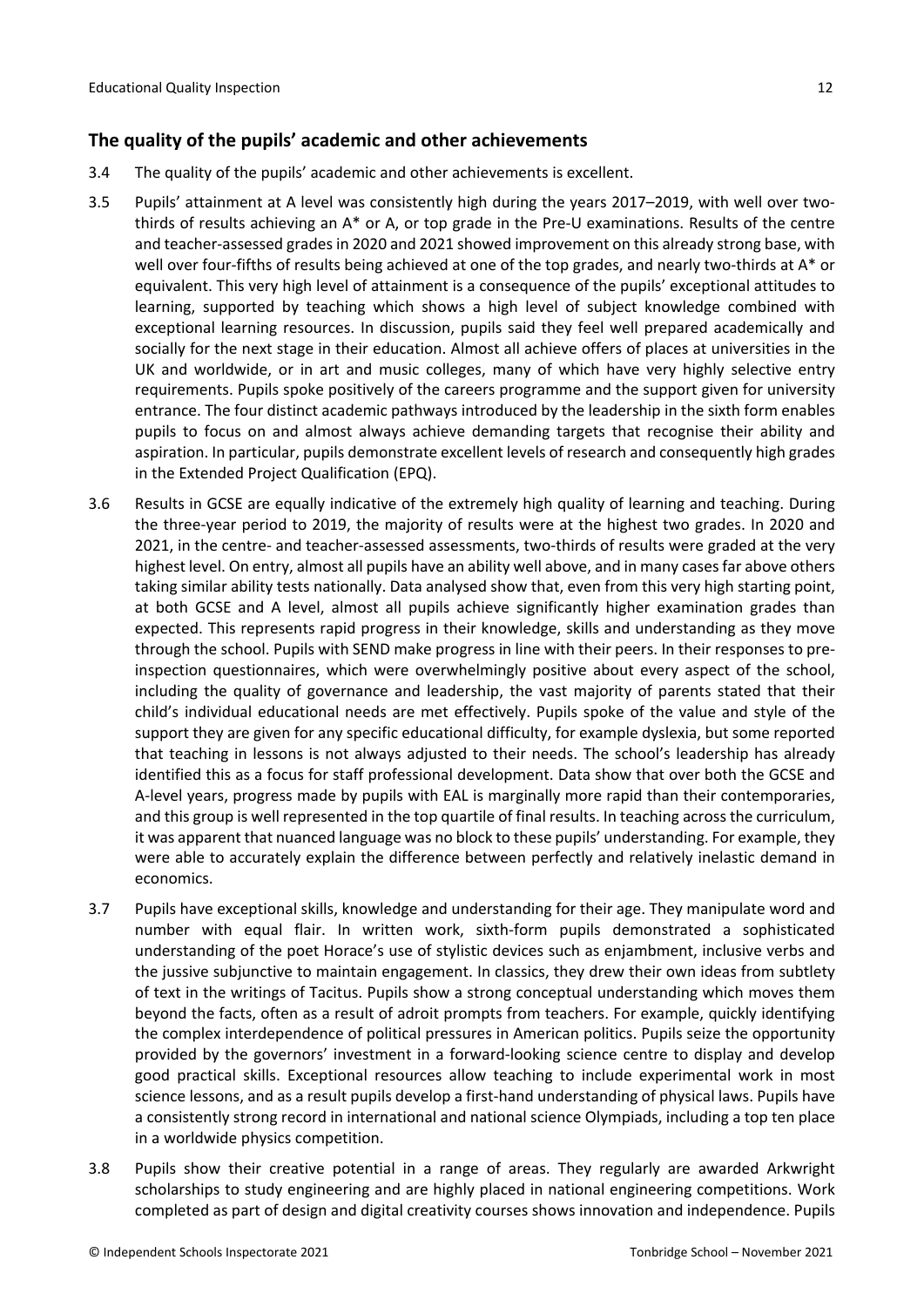## The quality of the pupils' academic and other achievements

3.4 The quality of the pupils' academic and other achievements is excellent.

3.5 Pupils' attainment at A level was consistently high during the years 2017–2019, with well over two-thirds of results achieving an A* or A, or top grade in the Pre-U examinations. Results of the centre and teacher-assessed grades in 2020 and 2021 showed improvement on this already strong base, with well over four-fifths of results being achieved at one of the top grades, and nearly two-thirds at A* or equivalent. This very high level of attainment is a consequence of the pupils' exceptional attitudes to learning, supported by teaching which shows a high level of subject knowledge combined with exceptional learning resources. In discussion, pupils said they feel well prepared academically and socially for the next stage in their education. Almost all achieve offers of places at universities in the UK and worldwide, or in art and music colleges, many of which have very highly selective entry requirements. Pupils spoke positively of the careers programme and the support given for university entrance. The four distinct academic pathways introduced by the leadership in the sixth form enables pupils to focus on and almost always achieve demanding targets that recognise their ability and aspiration. In particular, pupils demonstrate excellent levels of research and consequently high grades in the Extended Project Qualification (EPQ).

3.6 Results in GCSE are equally indicative of the extremely high quality of learning and teaching. During the three-year period to 2019, the majority of results were at the highest two grades. In 2020 and 2021, in the centre- and teacher-assessed assessments, two-thirds of results were graded at the very highest level. On entry, almost all pupils have an ability well above, and in many cases far above others taking similar ability tests nationally. Data analysed show that, even from this very high starting point, at both GCSE and A level, almost all pupils achieve significantly higher examination grades than expected. This represents rapid progress in their knowledge, skills and understanding as they move through the school. Pupils with SEND make progress in line with their peers. In their responses to pre-inspection questionnaires, which were overwhelmingly positive about every aspect of the school, including the quality of governance and leadership, the vast majority of parents stated that their child's individual educational needs are met effectively. Pupils spoke of the value and style of the support they are given for any specific educational difficulty, for example dyslexia, but some reported that teaching in lessons is not always adjusted to their needs. The school's leadership has already identified this as a focus for staff professional development. Data show that over both the GCSE and A-level years, progress made by pupils with EAL is marginally more rapid than their contemporaries, and this group is well represented in the top quartile of final results. In teaching across the curriculum, it was apparent that nuanced language was no block to these pupils' understanding. For example, they were able to accurately explain the difference between perfectly and relatively inelastic demand in economics.

3.7 Pupils have exceptional skills, knowledge and understanding for their age. They manipulate word and number with equal flair. In written work, sixth-form pupils demonstrated a sophisticated understanding of the poet Horace's use of stylistic devices such as enjambment, inclusive verbs and the jussive subjunctive to maintain engagement. In classics, they drew their own ideas from subtlety of text in the writings of Tacitus. Pupils show a strong conceptual understanding which moves them beyond the facts, often as a result of adroit prompts from teachers. For example, quickly identifying the complex interdependence of political pressures in American politics. Pupils seize the opportunity provided by the governors' investment in a forward-looking science centre to display and develop good practical skills. Exceptional resources allow teaching to include experimental work in most science lessons, and as a result pupils develop a first-hand understanding of physical laws. Pupils have a consistently strong record in international and national science Olympiads, including a top ten place in a worldwide physics competition.

3.8 Pupils show their creative potential in a range of areas. They regularly are awarded Arkwright scholarships to study engineering and are highly placed in national engineering competitions. Work completed as part of design and digital creativity courses shows innovation and independence. Pupils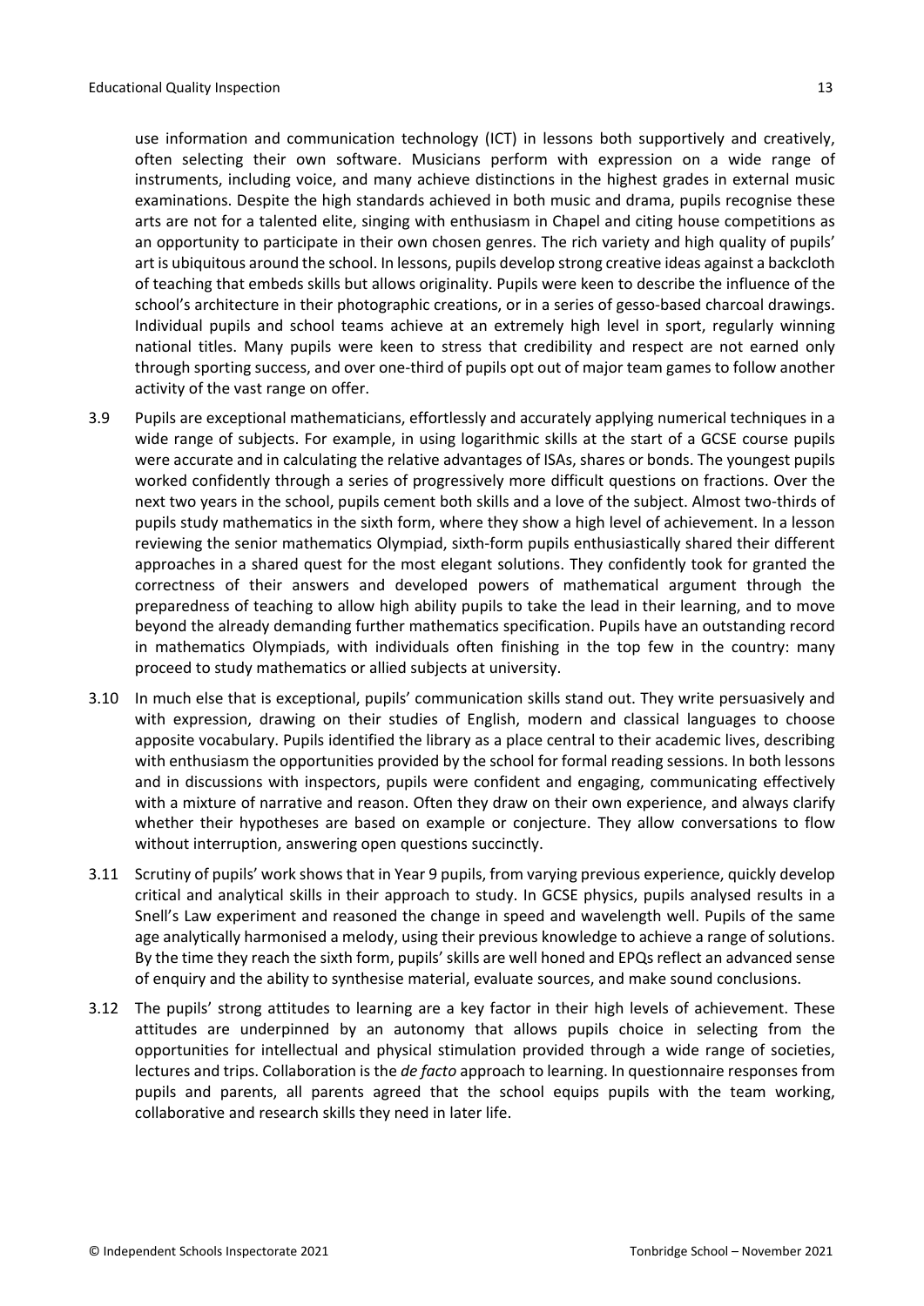use information and communication technology (ICT) in lessons both supportively and creatively, often selecting their own software. Musicians perform with expression on a wide range of instruments, including voice, and many achieve distinctions in the highest grades in external music examinations. Despite the high standards achieved in both music and drama, pupils recognise these arts are not for a talented elite, singing with enthusiasm in Chapel and citing house competitions as an opportunity to participate in their own chosen genres. The rich variety and high quality of pupils' art is ubiquitous around the school. In lessons, pupils develop strong creative ideas against a backcloth of teaching that embeds skills but allows originality. Pupils were keen to describe the influence of the school's architecture in their photographic creations, or in a series of gesso-based charcoal drawings. Individual pupils and school teams achieve at an extremely high level in sport, regularly winning national titles. Many pupils were keen to stress that credibility and respect are not earned only through sporting success, and over one-third of pupils opt out of major team games to follow another activity of the vast range on offer.

3.9 Pupils are exceptional mathematicians, effortlessly and accurately applying numerical techniques in a wide range of subjects. For example, in using logarithmic skills at the start of a GCSE course pupils were accurate and in calculating the relative advantages of ISAs, shares or bonds. The youngest pupils worked confidently through a series of progressively more difficult questions on fractions. Over the next two years in the school, pupils cement both skills and a love of the subject. Almost two-thirds of pupils study mathematics in the sixth form, where they show a high level of achievement. In a lesson reviewing the senior mathematics Olympiad, sixth-form pupils enthusiastically shared their different approaches in a shared quest for the most elegant solutions. They confidently took for granted the correctness of their answers and developed powers of mathematical argument through the preparedness of teaching to allow high ability pupils to take the lead in their learning, and to move beyond the already demanding further mathematics specification. Pupils have an outstanding record in mathematics Olympiads, with individuals often finishing in the top few in the country: many proceed to study mathematics or allied subjects at university.

3.10 In much else that is exceptional, pupils' communication skills stand out. They write persuasively and with expression, drawing on their studies of English, modern and classical languages to choose apposite vocabulary. Pupils identified the library as a place central to their academic lives, describing with enthusiasm the opportunities provided by the school for formal reading sessions. In both lessons and in discussions with inspectors, pupils were confident and engaging, communicating effectively with a mixture of narrative and reason. Often they draw on their own experience, and always clarify whether their hypotheses are based on example or conjecture. They allow conversations to flow without interruption, answering open questions succinctly.

3.11 Scrutiny of pupils' work shows that in Year 9 pupils, from varying previous experience, quickly develop critical and analytical skills in their approach to study. In GCSE physics, pupils analysed results in a Snell's Law experiment and reasoned the change in speed and wavelength well. Pupils of the same age analytically harmonised a melody, using their previous knowledge to achieve a range of solutions. By the time they reach the sixth form, pupils' skills are well honed and EPQs reflect an advanced sense of enquiry and the ability to synthesise material, evaluate sources, and make sound conclusions.

3.12 The pupils' strong attitudes to learning are a key factor in their high levels of achievement. These attitudes are underpinned by an autonomy that allows pupils choice in selecting from the opportunities for intellectual and physical stimulation provided through a wide range of societies, lectures and trips. Collaboration is the *de facto* approach to learning. In questionnaire responses from pupils and parents, all parents agreed that the school equips pupils with the team working, collaborative and research skills they need in later life.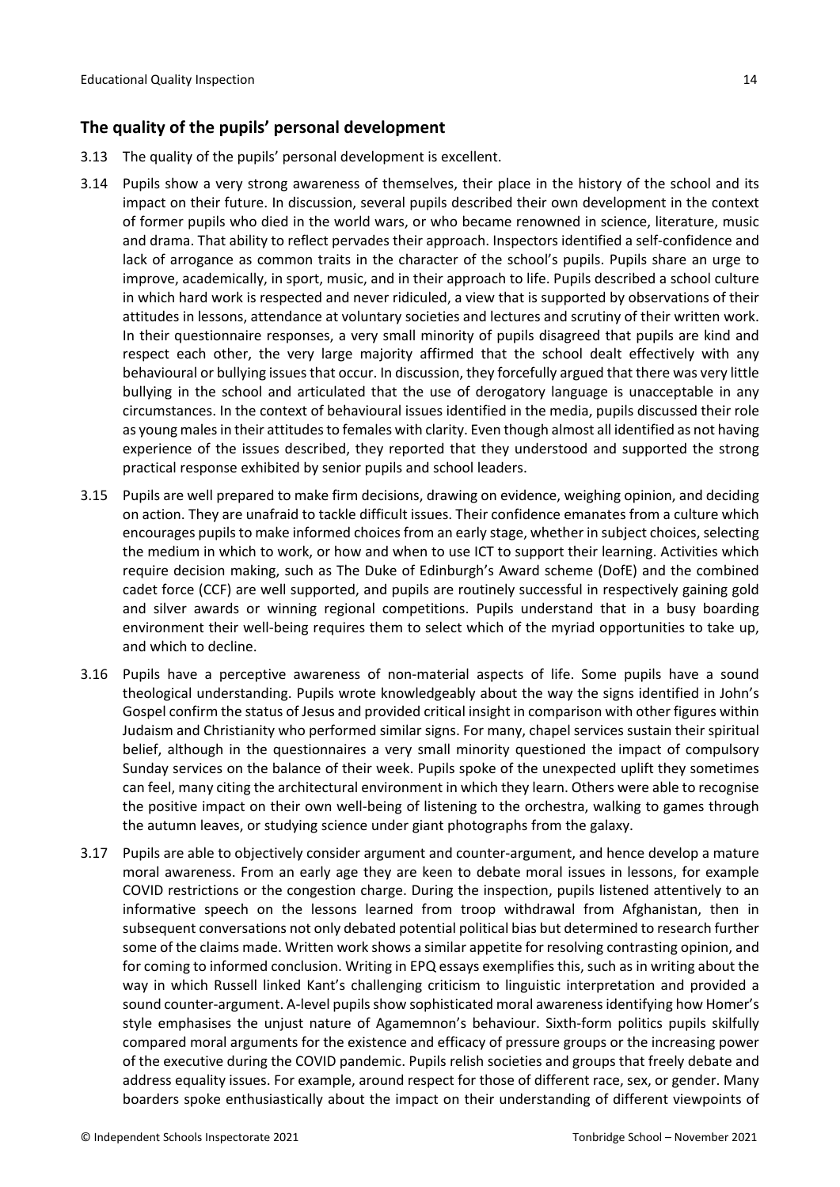## The quality of the pupils' personal development

3.13 The quality of the pupils' personal development is excellent.

3.14 Pupils show a very strong awareness of themselves, their place in the history of the school and its impact on their future. In discussion, several pupils described their own development in the context of former pupils who died in the world wars, or who became renowned in science, literature, music and drama. That ability to reflect pervades their approach. Inspectors identified a self-confidence and lack of arrogance as common traits in the character of the school's pupils. Pupils share an urge to improve, academically, in sport, music, and in their approach to life. Pupils described a school culture in which hard work is respected and never ridiculed, a view that is supported by observations of their attitudes in lessons, attendance at voluntary societies and lectures and scrutiny of their written work. In their questionnaire responses, a very small minority of pupils disagreed that pupils are kind and respect each other, the very large majority affirmed that the school dealt effectively with any behavioural or bullying issues that occur. In discussion, they forcefully argued that there was very little bullying in the school and articulated that the use of derogatory language is unacceptable in any circumstances. In the context of behavioural issues identified in the media, pupils discussed their role as young males in their attitudes to females with clarity. Even though almost all identified as not having experience of the issues described, they reported that they understood and supported the strong practical response exhibited by senior pupils and school leaders.

3.15 Pupils are well prepared to make firm decisions, drawing on evidence, weighing opinion, and deciding on action. They are unafraid to tackle difficult issues. Their confidence emanates from a culture which encourages pupils to make informed choices from an early stage, whether in subject choices, selecting the medium in which to work, or how and when to use ICT to support their learning. Activities which require decision making, such as The Duke of Edinburgh's Award scheme (DofE) and the combined cadet force (CCF) are well supported, and pupils are routinely successful in respectively gaining gold and silver awards or winning regional competitions. Pupils understand that in a busy boarding environment their well-being requires them to select which of the myriad opportunities to take up, and which to decline.

3.16 Pupils have a perceptive awareness of non-material aspects of life. Some pupils have a sound theological understanding. Pupils wrote knowledgeably about the way the signs identified in John's Gospel confirm the status of Jesus and provided critical insight in comparison with other figures within Judaism and Christianity who performed similar signs. For many, chapel services sustain their spiritual belief, although in the questionnaires a very small minority questioned the impact of compulsory Sunday services on the balance of their week. Pupils spoke of the unexpected uplift they sometimes can feel, many citing the architectural environment in which they learn. Others were able to recognise the positive impact on their own well-being of listening to the orchestra, walking to games through the autumn leaves, or studying science under giant photographs from the galaxy.

3.17 Pupils are able to objectively consider argument and counter-argument, and hence develop a mature moral awareness. From an early age they are keen to debate moral issues in lessons, for example COVID restrictions or the congestion charge. During the inspection, pupils listened attentively to an informative speech on the lessons learned from troop withdrawal from Afghanistan, then in subsequent conversations not only debated potential political bias but determined to research further some of the claims made. Written work shows a similar appetite for resolving contrasting opinion, and for coming to informed conclusion. Writing in EPQ essays exemplifies this, such as in writing about the way in which Russell linked Kant's challenging criticism to linguistic interpretation and provided a sound counter-argument. A-level pupils show sophisticated moral awareness identifying how Homer's style emphasises the unjust nature of Agamemnon's behaviour. Sixth-form politics pupils skilfully compared moral arguments for the existence and efficacy of pressure groups or the increasing power of the executive during the COVID pandemic. Pupils relish societies and groups that freely debate and address equality issues. For example, around respect for those of different race, sex, or gender. Many boarders spoke enthusiastically about the impact on their understanding of different viewpoints of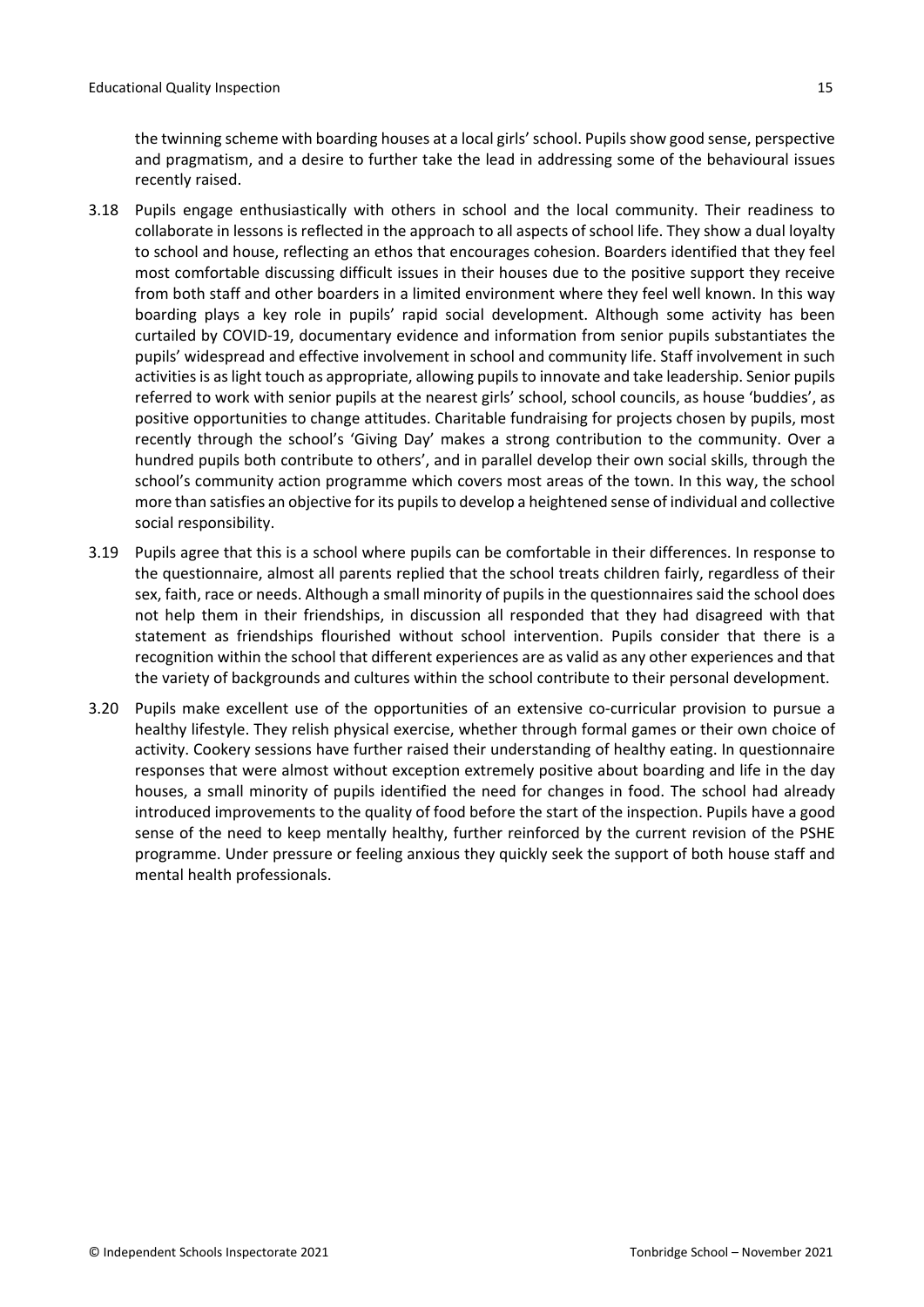the twinning scheme with boarding houses at a local girls' school. Pupils show good sense, perspective and pragmatism, and a desire to further take the lead in addressing some of the behavioural issues recently raised.

3.18 Pupils engage enthusiastically with others in school and the local community. Their readiness to collaborate in lessons is reflected in the approach to all aspects of school life. They show a dual loyalty to school and house, reflecting an ethos that encourages cohesion. Boarders identified that they feel most comfortable discussing difficult issues in their houses due to the positive support they receive from both staff and other boarders in a limited environment where they feel well known. In this way boarding plays a key role in pupils' rapid social development. Although some activity has been curtailed by COVID-19, documentary evidence and information from senior pupils substantiates the pupils' widespread and effective involvement in school and community life. Staff involvement in such activities is as light touch as appropriate, allowing pupils to innovate and take leadership. Senior pupils referred to work with senior pupils at the nearest girls' school, school councils, as house 'buddies', as positive opportunities to change attitudes. Charitable fundraising for projects chosen by pupils, most recently through the school's 'Giving Day' makes a strong contribution to the community. Over a hundred pupils both contribute to others', and in parallel develop their own social skills, through the school's community action programme which covers most areas of the town. In this way, the school more than satisfies an objective for its pupils to develop a heightened sense of individual and collective social responsibility.

3.19 Pupils agree that this is a school where pupils can be comfortable in their differences. In response to the questionnaire, almost all parents replied that the school treats children fairly, regardless of their sex, faith, race or needs. Although a small minority of pupils in the questionnaires said the school does not help them in their friendships, in discussion all responded that they had disagreed with that statement as friendships flourished without school intervention. Pupils consider that there is a recognition within the school that different experiences are as valid as any other experiences and that the variety of backgrounds and cultures within the school contribute to their personal development.

3.20 Pupils make excellent use of the opportunities of an extensive co-curricular provision to pursue a healthy lifestyle. They relish physical exercise, whether through formal games or their own choice of activity. Cookery sessions have further raised their understanding of healthy eating. In questionnaire responses that were almost without exception extremely positive about boarding and life in the day houses, a small minority of pupils identified the need for changes in food. The school had already introduced improvements to the quality of food before the start of the inspection. Pupils have a good sense of the need to keep mentally healthy, further reinforced by the current revision of the PSHE programme. Under pressure or feeling anxious they quickly seek the support of both house staff and mental health professionals.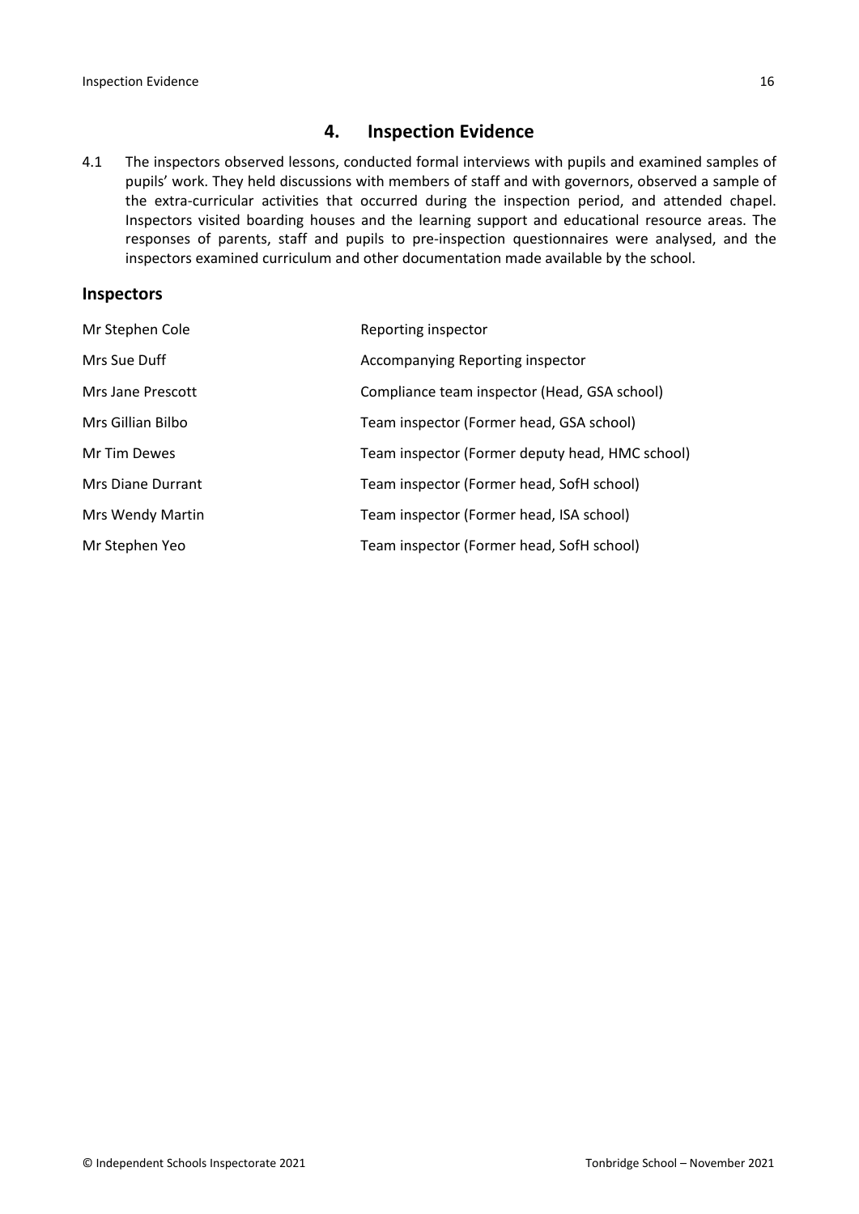## 4. Inspection Evidence

4.1 The inspectors observed lessons, conducted formal interviews with pupils and examined samples of pupils' work. They held discussions with members of staff and with governors, observed a sample of the extra-curricular activities that occurred during the inspection period, and attended chapel. Inspectors visited boarding houses and the learning support and educational resource areas. The responses of parents, staff and pupils to pre-inspection questionnaires were analysed, and the inspectors examined curriculum and other documentation made available by the school.

### Inspectors

| | |
|---|---|
| Mr Stephen Cole | Reporting inspector |
| Mrs Sue Duff | Accompanying Reporting inspector |
| Mrs Jane Prescott | Compliance team inspector (Head, GSA school) |
| Mrs Gillian Bilbo | Team inspector (Former head, GSA school) |
| Mr Tim Dewes | Team inspector (Former deputy head, HMC school) |
| Mrs Diane Durrant | Team inspector (Former head, SofH school) |
| Mrs Wendy Martin | Team inspector (Former head, ISA school) |
| Mr Stephen Yeo | Team inspector (Former head, SofH school) |